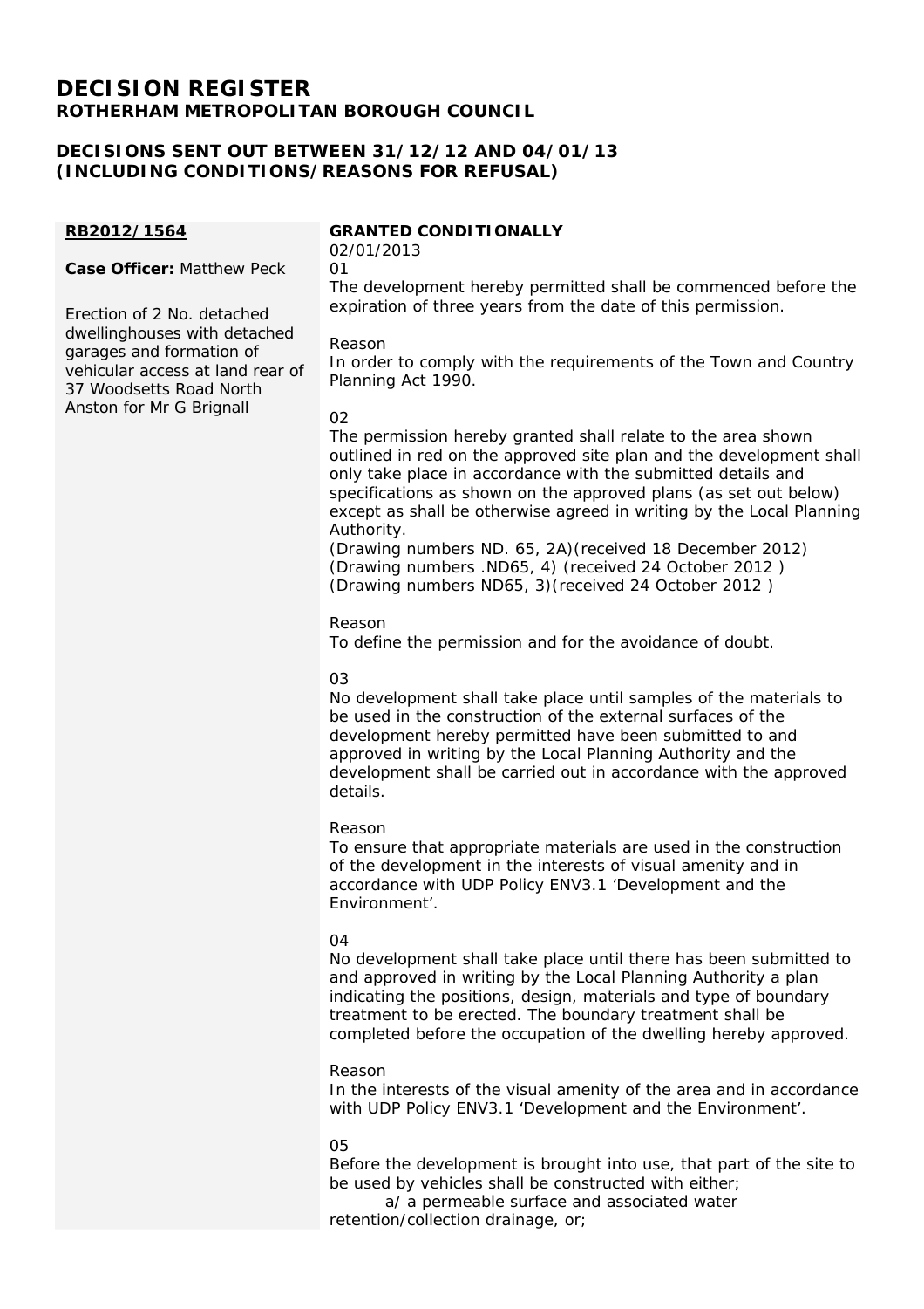# DECISION REGISTER
## ROTHERHAM METROPOLITAN BOROUGH COUNCIL

## DECISIONS SENT OUT BETWEEN 31/12/12 AND 04/01/13 (INCLUDING CONDITIONS/REASONS FOR REFUSAL)

**RB2012/1564**

**Case Officer:** Matthew Peck

Erection of 2 No. detached dwellinghouses with detached garages and formation of vehicular access at land rear of 37 Woodsetts Road North Anston for Mr G Brignall

**GRANTED CONDITIONALLY**
02/01/2013

01
The development hereby permitted shall be commenced before the expiration of three years from the date of this permission.

Reason
In order to comply with the requirements of the Town and Country Planning Act 1990.

02
The permission hereby granted shall relate to the area shown outlined in red on the approved site plan and the development shall only take place in accordance with the submitted details and specifications as shown on the approved plans (as set out below) except as shall be otherwise agreed in writing by the Local Planning Authority.
(Drawing numbers ND. 65, 2A)(received 18 December 2012)
(Drawing numbers .ND65, 4) (received 24 October 2012 )
(Drawing numbers ND65, 3)(received 24 October 2012 )

Reason
To define the permission and for the avoidance of doubt.

03
No development shall take place until samples of the materials to be used in the construction of the external surfaces of the development hereby permitted have been submitted to and approved in writing by the Local Planning Authority and the development shall be carried out in accordance with the approved details.

Reason
To ensure that appropriate materials are used in the construction of the development in the interests of visual amenity and in accordance with UDP Policy ENV3.1 'Development and the Environment'.

04
No development shall take place until there has been submitted to and approved in writing by the Local Planning Authority a plan indicating the positions, design, materials and type of boundary treatment to be erected. The boundary treatment shall be completed before the occupation of the dwelling hereby approved.

Reason
In the interests of the visual amenity of the area and in accordance with UDP Policy ENV3.1 'Development and the Environment'.

05
Before the development is brought into use, that part of the site to be used by vehicles shall be constructed with either;
a/ a permeable surface and associated water retention/collection drainage, or;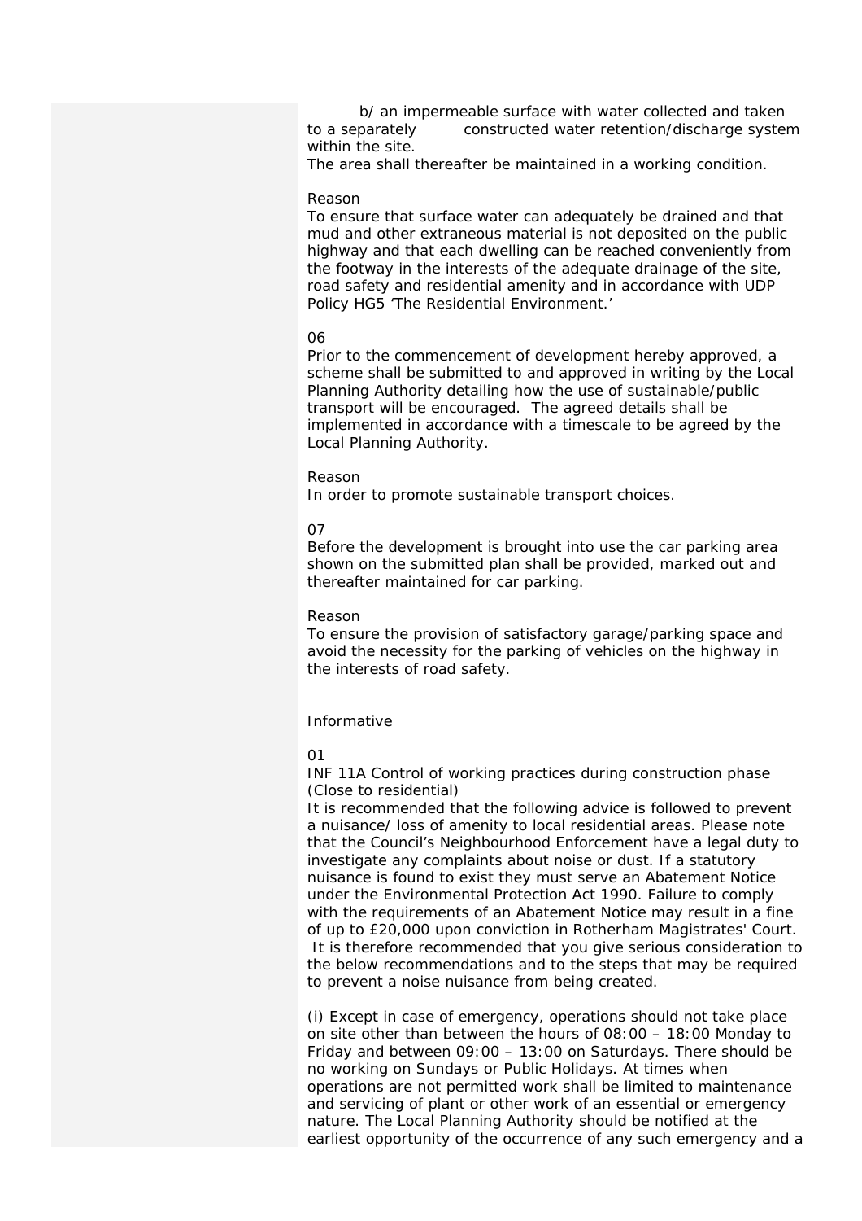b/ an impermeable surface with water collected and taken to a separately constructed water retention/discharge system within the site.

The area shall thereafter be maintained in a working condition.

Reason

To ensure that surface water can adequately be drained and that mud and other extraneous material is not deposited on the public highway and that each dwelling can be reached conveniently from the footway in the interests of the adequate drainage of the site, road safety and residential amenity and in accordance with UDP Policy HG5 'The Residential Environment.'

06

Prior to the commencement of development hereby approved, a scheme shall be submitted to and approved in writing by the Local Planning Authority detailing how the use of sustainable/public transport will be encouraged. The agreed details shall be implemented in accordance with a timescale to be agreed by the Local Planning Authority.

Reason

In order to promote sustainable transport choices.

07

Before the development is brought into use the car parking area shown on the submitted plan shall be provided, marked out and thereafter maintained for car parking.

Reason

To ensure the provision of satisfactory garage/parking space and avoid the necessity for the parking of vehicles on the highway in the interests of road safety.

Informative

01

INF 11A Control of working practices during construction phase (Close to residential)

It is recommended that the following advice is followed to prevent a nuisance/ loss of amenity to local residential areas. Please note that the Council's Neighbourhood Enforcement have a legal duty to investigate any complaints about noise or dust. If a statutory nuisance is found to exist they must serve an Abatement Notice under the Environmental Protection Act 1990. Failure to comply with the requirements of an Abatement Notice may result in a fine of up to £20,000 upon conviction in Rotherham Magistrates' Court. It is therefore recommended that you give serious consideration to the below recommendations and to the steps that may be required to prevent a noise nuisance from being created.

(i) Except in case of emergency, operations should not take place on site other than between the hours of 08:00 – 18:00 Monday to Friday and between 09:00 – 13:00 on Saturdays. There should be no working on Sundays or Public Holidays. At times when operations are not permitted work shall be limited to maintenance and servicing of plant or other work of an essential or emergency nature. The Local Planning Authority should be notified at the earliest opportunity of the occurrence of any such emergency and a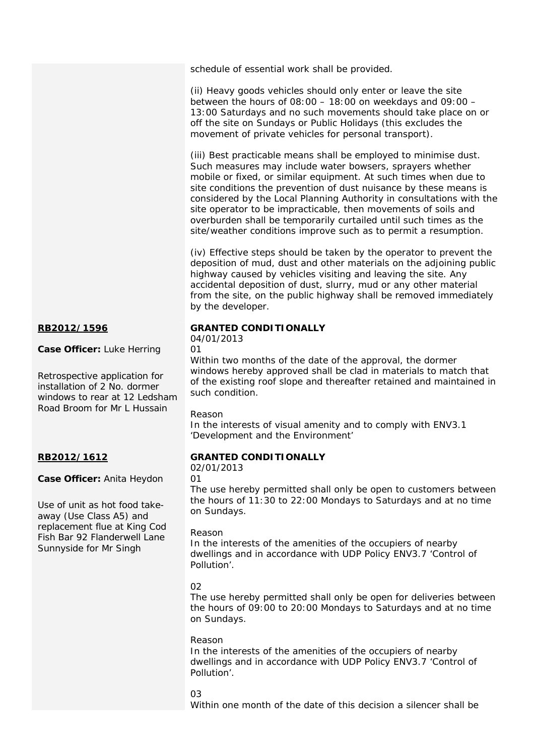schedule of essential work shall be provided.

(ii) Heavy goods vehicles should only enter or leave the site between the hours of 08:00 – 18:00 on weekdays and 09:00 – 13:00 Saturdays and no such movements should take place on or off the site on Sundays or Public Holidays (this excludes the movement of private vehicles for personal transport).

(iii) Best practicable means shall be employed to minimise dust. Such measures may include water bowsers, sprayers whether mobile or fixed, or similar equipment. At such times when due to site conditions the prevention of dust nuisance by these means is considered by the Local Planning Authority in consultations with the site operator to be impracticable, then movements of soils and overburden shall be temporarily curtailed until such times as the site/weather conditions improve such as to permit a resumption.

(iv) Effective steps should be taken by the operator to prevent the deposition of mud, dust and other materials on the adjoining public highway caused by vehicles visiting and leaving the site. Any accidental deposition of dust, slurry, mud or any other material from the site, on the public highway shall be removed immediately by the developer.

**RB2012/1596**

**Case Officer:** Luke Herring

Retrospective application for installation of 2 No. dormer windows to rear at 12 Ledsham Road Broom for Mr L Hussain

**GRANTED CONDITIONALLY**
04/01/2013

01
Within two months of the date of the approval, the dormer windows hereby approved shall be clad in materials to match that of the existing roof slope and thereafter retained and maintained in such condition.

Reason
In the interests of visual amenity and to comply with ENV3.1 'Development and the Environment'

**RB2012/1612**

**Case Officer:** Anita Heydon

Use of unit as hot food take-away (Use Class A5) and replacement flue at King Cod Fish Bar 92 Flanderwell Lane Sunnyside for Mr Singh

**GRANTED CONDITIONALLY**
02/01/2013

01
The use hereby permitted shall only be open to customers between the hours of 11:30 to 22:00 Mondays to Saturdays and at no time on Sundays.

Reason
In the interests of the amenities of the occupiers of nearby dwellings and in accordance with UDP Policy ENV3.7 'Control of Pollution'.

02
The use hereby permitted shall only be open for deliveries between the hours of 09:00 to 20:00 Mondays to Saturdays and at no time on Sundays.

Reason
In the interests of the amenities of the occupiers of nearby dwellings and in accordance with UDP Policy ENV3.7 'Control of Pollution'.

03
Within one month of the date of this decision a silencer shall be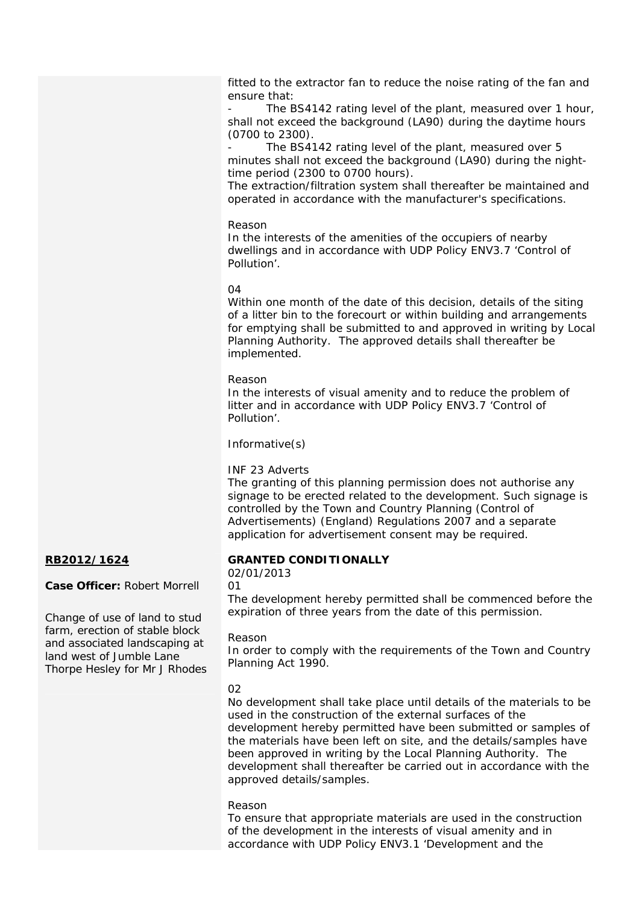fitted to the extractor fan to reduce the noise rating of the fan and ensure that:

- The BS4142 rating level of the plant, measured over 1 hour, shall not exceed the background (LA90) during the daytime hours (0700 to 2300).
- The BS4142 rating level of the plant, measured over 5 minutes shall not exceed the background (LA90) during the night-time period (2300 to 0700 hours).

The extraction/filtration system shall thereafter be maintained and operated in accordance with the manufacturer's specifications.

Reason
In the interests of the amenities of the occupiers of nearby dwellings and in accordance with UDP Policy ENV3.7 'Control of Pollution'.

04
Within one month of the date of this decision, details of the siting of a litter bin to the forecourt or within building and arrangements for emptying shall be submitted to and approved in writing by Local Planning Authority. The approved details shall thereafter be implemented.

Reason
In the interests of visual amenity and to reduce the problem of litter and in accordance with UDP Policy ENV3.7 'Control of Pollution'.

Informative(s)

INF 23 Adverts
The granting of this planning permission does not authorise any signage to be erected related to the development. Such signage is controlled by the Town and Country Planning (Control of Advertisements) (England) Regulations 2007 and a separate application for advertisement consent may be required.

**RB2012/1624**

**Case Officer:** Robert Morrell

Change of use of land to stud farm, erection of stable block and associated landscaping at land west of Jumble Lane Thorpe Hesley for Mr J Rhodes

**GRANTED CONDITIONALLY**
02/01/2013

01
The development hereby permitted shall be commenced before the expiration of three years from the date of this permission.

Reason
In order to comply with the requirements of the Town and Country Planning Act 1990.

02
No development shall take place until details of the materials to be used in the construction of the external surfaces of the development hereby permitted have been submitted or samples of the materials have been left on site, and the details/samples have been approved in writing by the Local Planning Authority. The development shall thereafter be carried out in accordance with the approved details/samples.

Reason
To ensure that appropriate materials are used in the construction of the development in the interests of visual amenity and in accordance with UDP Policy ENV3.1 'Development and the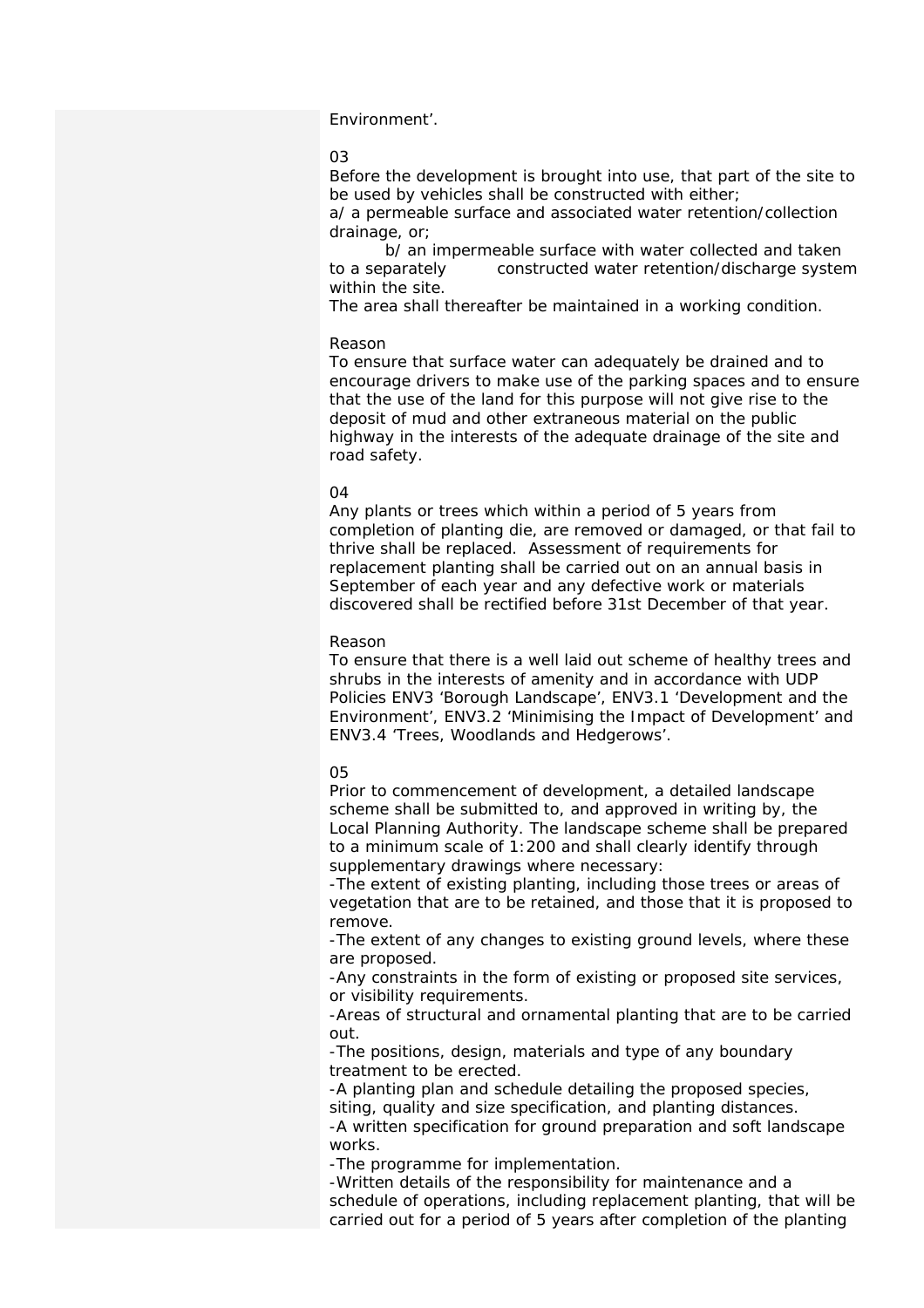Environment'.

03

Before the development is brought into use, that part of the site to be used by vehicles shall be constructed with either;

a/ a permeable surface and associated water retention/collection drainage, or;

b/ an impermeable surface with water collected and taken to a separately constructed water retention/discharge system within the site.

The area shall thereafter be maintained in a working condition.

Reason

To ensure that surface water can adequately be drained and to encourage drivers to make use of the parking spaces and to ensure that the use of the land for this purpose will not give rise to the deposit of mud and other extraneous material on the public highway in the interests of the adequate drainage of the site and road safety.

04

Any plants or trees which within a period of 5 years from completion of planting die, are removed or damaged, or that fail to thrive shall be replaced. Assessment of requirements for replacement planting shall be carried out on an annual basis in September of each year and any defective work or materials discovered shall be rectified before 31st December of that year.

Reason

To ensure that there is a well laid out scheme of healthy trees and shrubs in the interests of amenity and in accordance with UDP Policies ENV3 'Borough Landscape', ENV3.1 'Development and the Environment', ENV3.2 'Minimising the Impact of Development' and ENV3.4 'Trees, Woodlands and Hedgerows'.

05

Prior to commencement of development, a detailed landscape scheme shall be submitted to, and approved in writing by, the Local Planning Authority. The landscape scheme shall be prepared to a minimum scale of 1:200 and shall clearly identify through supplementary drawings where necessary:

-The extent of existing planting, including those trees or areas of vegetation that are to be retained, and those that it is proposed to remove.

-The extent of any changes to existing ground levels, where these are proposed.

-Any constraints in the form of existing or proposed site services, or visibility requirements.

-Areas of structural and ornamental planting that are to be carried out.

-The positions, design, materials and type of any boundary treatment to be erected.

-A planting plan and schedule detailing the proposed species, siting, quality and size specification, and planting distances.

-A written specification for ground preparation and soft landscape works.

-The programme for implementation.

-Written details of the responsibility for maintenance and a schedule of operations, including replacement planting, that will be carried out for a period of 5 years after completion of the planting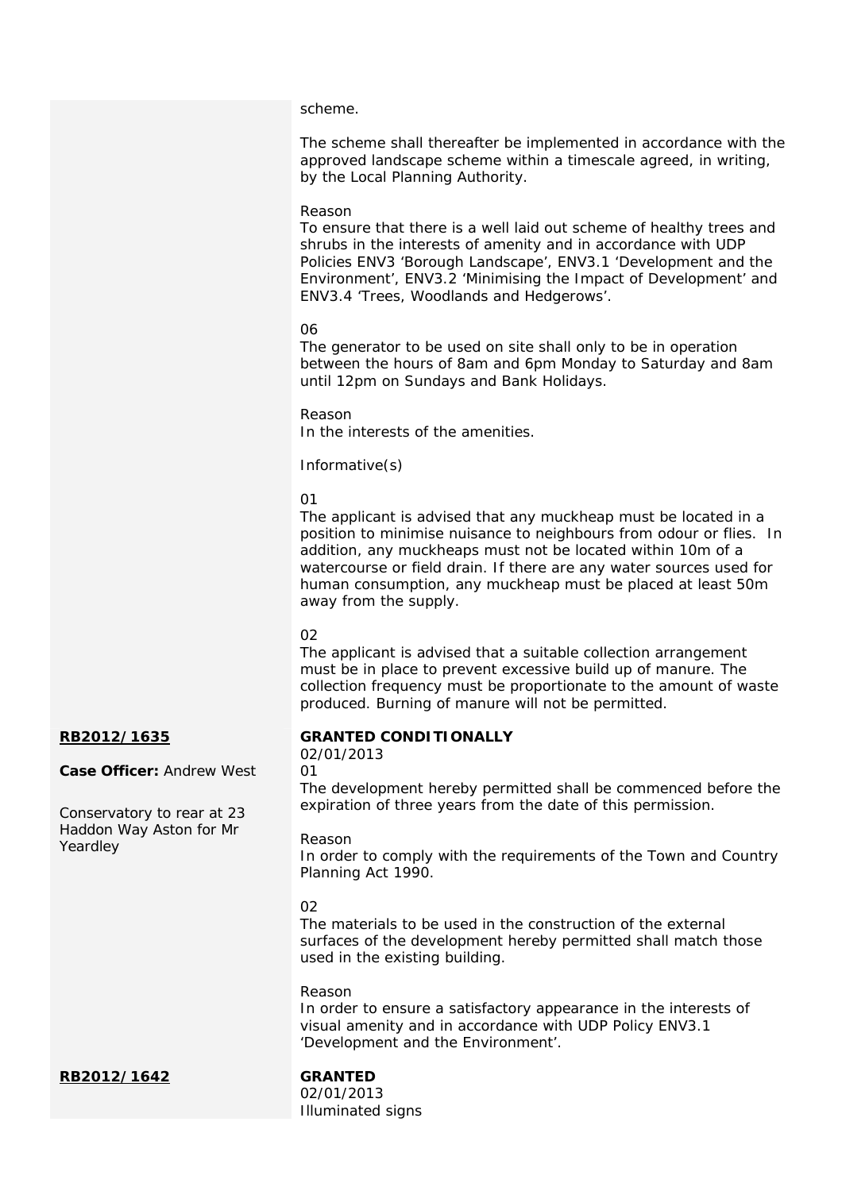scheme.

The scheme shall thereafter be implemented in accordance with the approved landscape scheme within a timescale agreed, in writing, by the Local Planning Authority.

Reason
To ensure that there is a well laid out scheme of healthy trees and shrubs in the interests of amenity and in accordance with UDP Policies ENV3 'Borough Landscape', ENV3.1 'Development and the Environment', ENV3.2 'Minimising the Impact of Development' and ENV3.4 'Trees, Woodlands and Hedgerows'.

06
The generator to be used on site shall only to be in operation between the hours of 8am and 6pm Monday to Saturday and 8am until 12pm on Sundays and Bank Holidays.

Reason
In the interests of the amenities.

Informative(s)

01
The applicant is advised that any muckheap must be located in a position to minimise nuisance to neighbours from odour or flies. In addition, any muckheaps must not be located within 10m of a watercourse or field drain. If there are any water sources used for human consumption, any muckheap must be placed at least 50m away from the supply.

02
The applicant is advised that a suitable collection arrangement must be in place to prevent excessive build up of manure. The collection frequency must be proportionate to the amount of waste produced. Burning of manure will not be permitted.

**RB2012/1635**

**Case Officer:** Andrew West

Conservatory to rear at 23 Haddon Way Aston for Mr Yeardley

**GRANTED CONDITIONALLY**
02/01/2013

01
The development hereby permitted shall be commenced before the expiration of three years from the date of this permission.

Reason
In order to comply with the requirements of the Town and Country Planning Act 1990.

02
The materials to be used in the construction of the external surfaces of the development hereby permitted shall match those used in the existing building.

Reason
In order to ensure a satisfactory appearance in the interests of visual amenity and in accordance with UDP Policy ENV3.1 'Development and the Environment'.

**RB2012/1642**

**GRANTED**
02/01/2013
Illuminated signs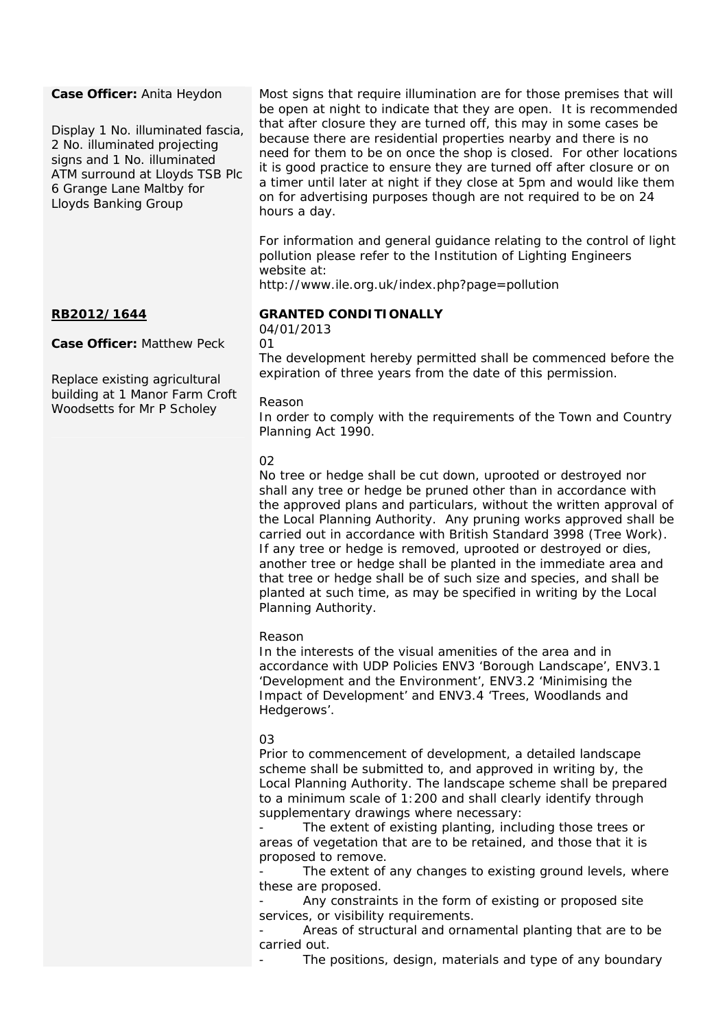**Case Officer:** Anita Heydon

Display 1 No. illuminated fascia, 2 No. illuminated projecting signs and 1 No. illuminated ATM surround at Lloyds TSB Plc 6 Grange Lane Maltby for Lloyds Banking Group

Most signs that require illumination are for those premises that will be open at night to indicate that they are open. It is recommended that after closure they are turned off, this may in some cases be because there are residential properties nearby and there is no need for them to be on once the shop is closed. For other locations it is good practice to ensure they are turned off after closure or on a timer until later at night if they close at 5pm and would like them on for advertising purposes though are not required to be on 24 hours a day.

For information and general guidance relating to the control of light pollution please refer to the Institution of Lighting Engineers website at:
http://www.ile.org.uk/index.php?page=pollution

**RB2012/1644**

**Case Officer:** Matthew Peck

Replace existing agricultural building at 1 Manor Farm Croft Woodsetts for Mr P Scholey

**GRANTED CONDITIONALLY**
04/01/2013

01
The development hereby permitted shall be commenced before the expiration of three years from the date of this permission.

Reason
In order to comply with the requirements of the Town and Country Planning Act 1990.

02
No tree or hedge shall be cut down, uprooted or destroyed nor shall any tree or hedge be pruned other than in accordance with the approved plans and particulars, without the written approval of the Local Planning Authority. Any pruning works approved shall be carried out in accordance with British Standard 3998 (Tree Work). If any tree or hedge is removed, uprooted or destroyed or dies, another tree or hedge shall be planted in the immediate area and that tree or hedge shall be of such size and species, and shall be planted at such time, as may be specified in writing by the Local Planning Authority.

Reason
In the interests of the visual amenities of the area and in accordance with UDP Policies ENV3 'Borough Landscape', ENV3.1 'Development and the Environment', ENV3.2 'Minimising the Impact of Development' and ENV3.4 'Trees, Woodlands and Hedgerows'.

03
Prior to commencement of development, a detailed landscape scheme shall be submitted to, and approved in writing by, the Local Planning Authority. The landscape scheme shall be prepared to a minimum scale of 1:200 and shall clearly identify through supplementary drawings where necessary:

- The extent of existing planting, including those trees or areas of vegetation that are to be retained, and those that it is proposed to remove.
- The extent of any changes to existing ground levels, where these are proposed.
- Any constraints in the form of existing or proposed site services, or visibility requirements.
- Areas of structural and ornamental planting that are to be carried out.
- The positions, design, materials and type of any boundary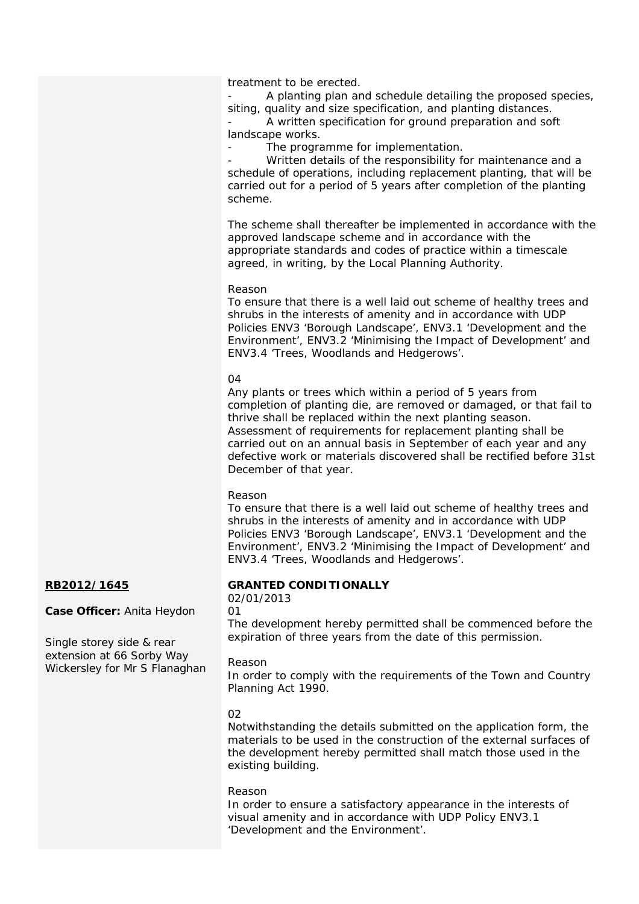treatment to be erected.

- A planting plan and schedule detailing the proposed species, siting, quality and size specification, and planting distances.
- A written specification for ground preparation and soft landscape works.
- The programme for implementation.
- Written details of the responsibility for maintenance and a schedule of operations, including replacement planting, that will be carried out for a period of 5 years after completion of the planting scheme.

The scheme shall thereafter be implemented in accordance with the approved landscape scheme and in accordance with the appropriate standards and codes of practice within a timescale agreed, in writing, by the Local Planning Authority.

Reason
To ensure that there is a well laid out scheme of healthy trees and shrubs in the interests of amenity and in accordance with UDP Policies ENV3 'Borough Landscape', ENV3.1 'Development and the Environment', ENV3.2 'Minimising the Impact of Development' and ENV3.4 'Trees, Woodlands and Hedgerows'.

04
Any plants or trees which within a period of 5 years from completion of planting die, are removed or damaged, or that fail to thrive shall be replaced within the next planting season. Assessment of requirements for replacement planting shall be carried out on an annual basis in September of each year and any defective work or materials discovered shall be rectified before 31st December of that year.

Reason
To ensure that there is a well laid out scheme of healthy trees and shrubs in the interests of amenity and in accordance with UDP Policies ENV3 'Borough Landscape', ENV3.1 'Development and the Environment', ENV3.2 'Minimising the Impact of Development' and ENV3.4 'Trees, Woodlands and Hedgerows'.

**RB2012/1645**

**Case Officer:** Anita Heydon

Single storey side & rear extension at 66 Sorby Way Wickersley for Mr S Flanaghan

**GRANTED CONDITIONALLY**
02/01/2013

01
The development hereby permitted shall be commenced before the expiration of three years from the date of this permission.

Reason
In order to comply with the requirements of the Town and Country Planning Act 1990.

02
Notwithstanding the details submitted on the application form, the materials to be used in the construction of the external surfaces of the development hereby permitted shall match those used in the existing building.

Reason
In order to ensure a satisfactory appearance in the interests of visual amenity and in accordance with UDP Policy ENV3.1 'Development and the Environment'.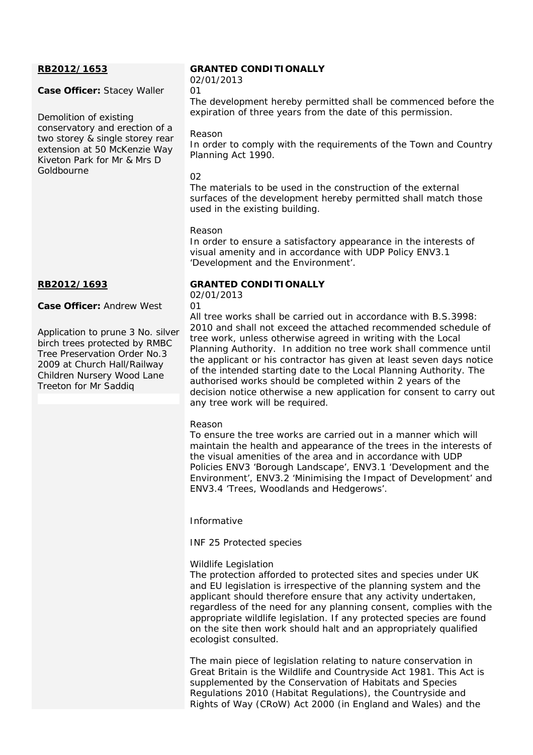**RB2012/1653**

**Case Officer:** Stacey Waller

Demolition of existing conservatory and erection of a two storey & single storey rear extension at 50 McKenzie Way Kiveton Park for Mr & Mrs D Goldbourne

**GRANTED CONDITIONALLY**

02/01/2013

01

The development hereby permitted shall be commenced before the expiration of three years from the date of this permission.

Reason

In order to comply with the requirements of the Town and Country Planning Act 1990.

02

The materials to be used in the construction of the external surfaces of the development hereby permitted shall match those used in the existing building.

Reason

In order to ensure a satisfactory appearance in the interests of visual amenity and in accordance with UDP Policy ENV3.1 'Development and the Environment'.

**RB2012/1693**

**Case Officer:** Andrew West

Application to prune 3 No. silver birch trees protected by RMBC Tree Preservation Order No.3 2009 at Church Hall/Railway Children Nursery Wood Lane Treeton for Mr Saddiq

**GRANTED CONDITIONALLY**

02/01/2013

01

All tree works shall be carried out in accordance with B.S.3998: 2010 and shall not exceed the attached recommended schedule of tree work, unless otherwise agreed in writing with the Local Planning Authority. In addition no tree work shall commence until the applicant or his contractor has given at least seven days notice of the intended starting date to the Local Planning Authority. The authorised works should be completed within 2 years of the decision notice otherwise a new application for consent to carry out any tree work will be required.

Reason

To ensure the tree works are carried out in a manner which will maintain the health and appearance of the trees in the interests of the visual amenities of the area and in accordance with UDP Policies ENV3 'Borough Landscape', ENV3.1 'Development and the Environment', ENV3.2 'Minimising the Impact of Development' and ENV3.4 'Trees, Woodlands and Hedgerows'.

Informative

INF 25 Protected species

Wildlife Legislation

The protection afforded to protected sites and species under UK and EU legislation is irrespective of the planning system and the applicant should therefore ensure that any activity undertaken, regardless of the need for any planning consent, complies with the appropriate wildlife legislation. If any protected species are found on the site then work should halt and an appropriately qualified ecologist consulted.

The main piece of legislation relating to nature conservation in Great Britain is the Wildlife and Countryside Act 1981. This Act is supplemented by the Conservation of Habitats and Species Regulations 2010 (Habitat Regulations), the Countryside and Rights of Way (CRoW) Act 2000 (in England and Wales) and the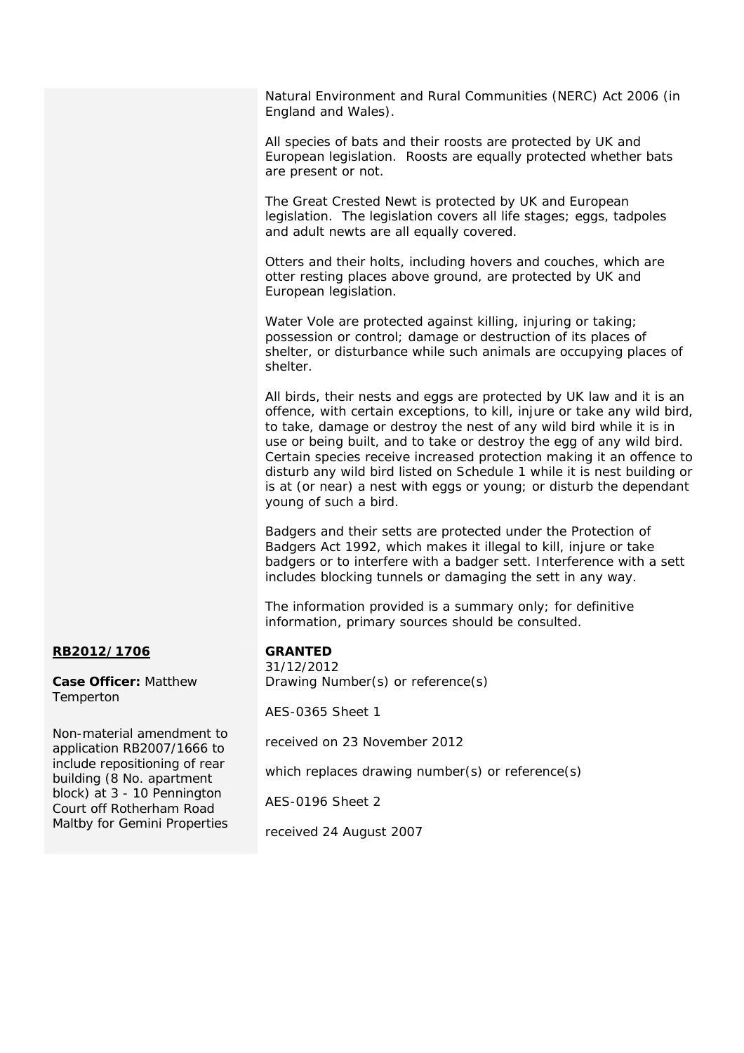Natural Environment and Rural Communities (NERC) Act 2006 (in England and Wales).

All species of bats and their roosts are protected by UK and European legislation. Roosts are equally protected whether bats are present or not.

The Great Crested Newt is protected by UK and European legislation. The legislation covers all life stages; eggs, tadpoles and adult newts are all equally covered.

Otters and their holts, including hovers and couches, which are otter resting places above ground, are protected by UK and European legislation.

Water Vole are protected against killing, injuring or taking; possession or control; damage or destruction of its places of shelter, or disturbance while such animals are occupying places of shelter.

All birds, their nests and eggs are protected by UK law and it is an offence, with certain exceptions, to kill, injure or take any wild bird, to take, damage or destroy the nest of any wild bird while it is in use or being built, and to take or destroy the egg of any wild bird. Certain species receive increased protection making it an offence to disturb any wild bird listed on Schedule 1 while it is nest building or is at (or near) a nest with eggs or young; or disturb the dependant young of such a bird.

Badgers and their setts are protected under the Protection of Badgers Act 1992, which makes it illegal to kill, injure or take badgers or to interfere with a badger sett. Interference with a sett includes blocking tunnels or damaging the sett in any way.

The information provided is a summary only; for definitive information, primary sources should be consulted.

**RB2012/1706**

**Case Officer:** Matthew Temperton

Non-material amendment to application RB2007/1666 to include repositioning of rear building (8 No. apartment block) at 3 - 10 Pennington Court off Rotherham Road Maltby for Gemini Properties

**GRANTED**
31/12/2012
Drawing Number(s) or reference(s)

AES-0365 Sheet 1

received on 23 November 2012

which replaces drawing number(s) or reference(s)

AES-0196 Sheet 2

received 24 August 2007